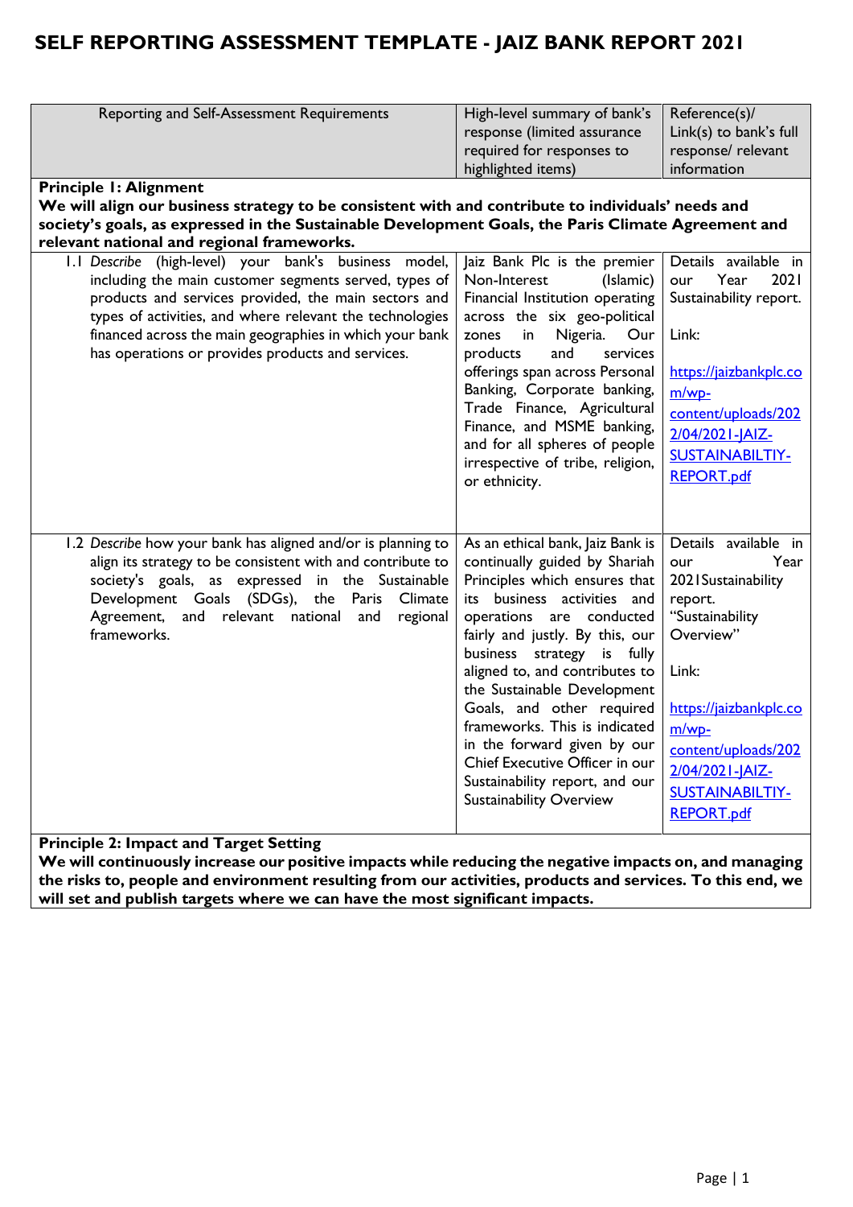# SELF REPORTING ASSESSMENT TEMPLATE - JAIZ BANK REPORT 2021

| Reporting and Self-Assessment Requirements | High-level summary of bank's response (limited assurance required for responses to highlighted items) | Reference(s)/ Link(s) to bank's full response/ relevant information |
|---|---|---|
| **Principle 1: Alignment**<br>**We will align our business strategy to be consistent with and contribute to individuals' needs and society's goals, as expressed in the Sustainable Development Goals, the Paris Climate Agreement and relevant national and regional frameworks.** | | |
| 1.1 *Describe* (high-level) your bank's business model, including the main customer segments served, types of products and services provided, the main sectors and types of activities, and where relevant the technologies financed across the main geographies in which your bank has operations or provides products and services. | Jaiz Bank Plc is the premier Non-Interest (Islamic) Financial Institution operating across the six geo-political zones in Nigeria. Our products and services offerings span across Personal Banking, Corporate banking, Trade Finance, Agricultural Finance, and MSME banking, and for all spheres of people irrespective of tribe, religion, or ethnicity. | Details available in our Year 2021 Sustainability report.<br><br>Link:<br><br>https://jaizbankplc.com/wp-content/uploads/2022/04/2021-JAIZ-SUSTAINABILTIY-REPORT.pdf |
| 1.2 *Describe* how your bank has aligned and/or is planning to align its strategy to be consistent with and contribute to society's goals, as expressed in the Sustainable Development Goals (SDGs), the Paris Climate Agreement, and relevant national and regional frameworks. | As an ethical bank, Jaiz Bank is continually guided by Shariah Principles which ensures that its business activities and operations are conducted fairly and justly. By this, our business strategy is fully aligned to, and contributes to the Sustainable Development Goals, and other required frameworks. This is indicated in the forward given by our Chief Executive Officer in our Sustainability report, and our Sustainability Overview | Details available in our Year 2021Sustainability report. "Sustainability Overview"<br><br>Link:<br><br>https://jaizbankplc.com/wp-content/uploads/2022/04/2021-JAIZ-SUSTAINABILTIY-REPORT.pdf |
| **Principle 2: Impact and Target Setting**<br>**We will continuously increase our positive impacts while reducing the negative impacts on, and managing the risks to, people and environment resulting from our activities, products and services. To this end, we will set and publish targets where we can have the most significant impacts.** | | |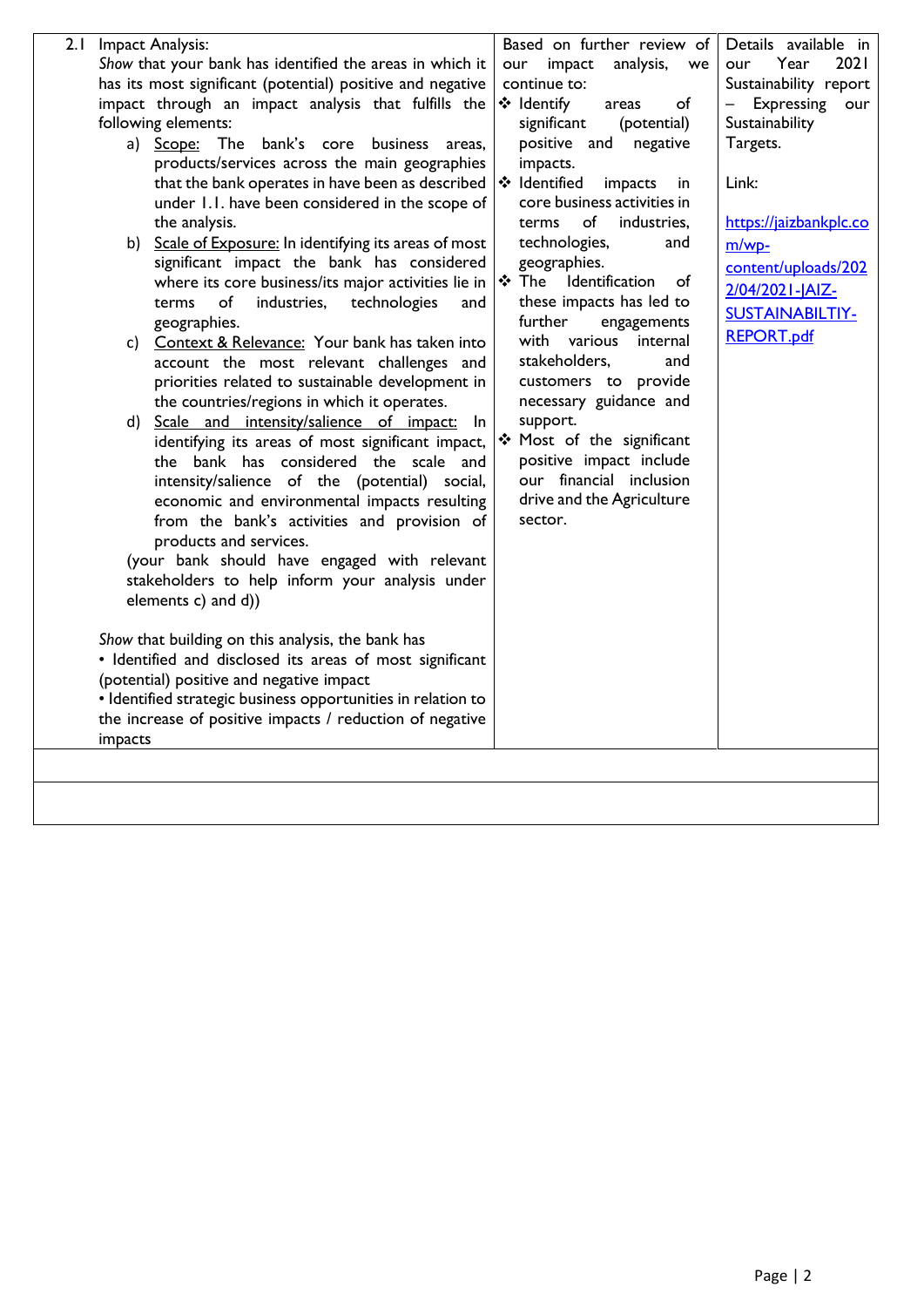| | | | |
|---|---|---|---|
| 2.1 | Impact Analysis:<br>*Show* that your bank has identified the areas in which it has its most significant (potential) positive and negative impact through an impact analysis that fulfills the following elements:<br>a) <u>Scope:</u> The bank's core business areas, products/services across the main geographies that the bank operates in have been as described under 1.1. have been considered in the scope of the analysis.<br>b) <u>Scale of Exposure:</u> In identifying its areas of most significant impact the bank has considered where its core business/its major activities lie in terms of industries, technologies and geographies.<br>c) <u>Context & Relevance:</u> Your bank has taken into account the most relevant challenges and priorities related to sustainable development in the countries/regions in which it operates.<br>d) <u>Scale and intensity/salience of impact:</u> In identifying its areas of most significant impact, the bank has considered the scale and intensity/salience of the (potential) social, economic and environmental impacts resulting from the bank's activities and provision of products and services.<br>(your bank should have engaged with relevant stakeholders to help inform your analysis under elements c) and d))<br><br>*Show* that building on this analysis, the bank has<br>• Identified and disclosed its areas of most significant (potential) positive and negative impact<br>• Identified strategic business opportunities in relation to the increase of positive impacts / reduction of negative impacts | Based on further review of our impact analysis, we continue to:<br>❖ Identify areas of significant (potential) positive and negative impacts.<br>❖ Identified impacts in core business activities in terms of industries, technologies, and geographies.<br>❖ The Identification of these impacts has led to further engagements with various internal stakeholders, and customers to provide necessary guidance and support.<br>❖ Most of the significant positive impact include our financial inclusion drive and the Agriculture sector. | Details available in our Year 2021 Sustainability report – Expressing our Sustainability Targets.<br><br>Link:<br><br>https://jaizbankplc.com/wp-content/uploads/2022/04/2021-JAIZ-SUSTAINABILTIY-REPORT.pdf |
| | | | |
| | | | |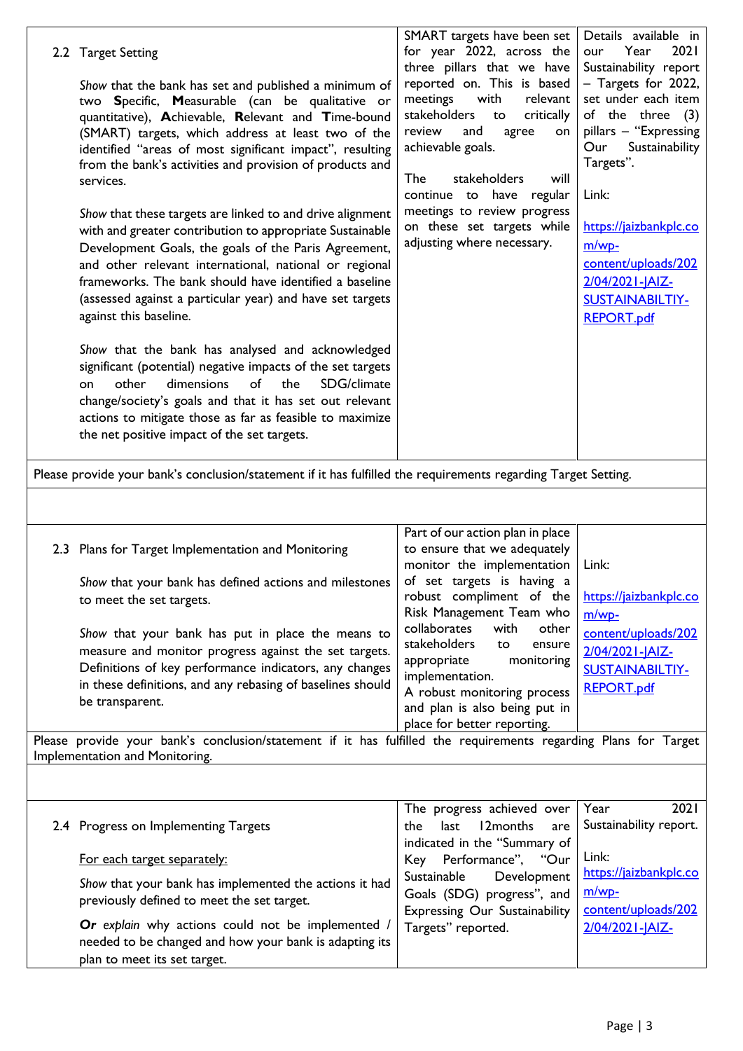| | | |
|---|---|---|
| 2.2 Target Setting<br><br>*Show* that the bank has set and published a minimum of two **S**pecific, **M**easurable (can be qualitative or quantitative), **A**chievable, **R**elevant and **T**ime-bound (SMART) targets, which address at least two of the identified "areas of most significant impact", resulting from the bank's activities and provision of products and services.<br><br>*Show* that these targets are linked to and drive alignment with and greater contribution to appropriate Sustainable Development Goals, the goals of the Paris Agreement, and other relevant international, national or regional frameworks. The bank should have identified a baseline (assessed against a particular year) and have set targets against this baseline.<br><br>*Show* that the bank has analysed and acknowledged significant (potential) negative impacts of the set targets on other dimensions of the SDG/climate change/society's goals and that it has set out relevant actions to mitigate those as far as feasible to maximize the net positive impact of the set targets. | SMART targets have been set for year 2022, across the three pillars that we have reported on. This is based meetings with relevant stakeholders to critically review and agree on achievable goals.<br><br>The stakeholders will continue to have regular meetings to review progress on these set targets while adjusting where necessary. | Details available in our Year 2021 Sustainability report – Targets for 2022, set under each item of the three (3) pillars – "Expressing Our Sustainability Targets".<br><br>Link:<br><br>https://jaizbankplc.com/wp-content/uploads/2022/04/2021-JAIZ-SUSTAINABILTIY-REPORT.pdf |
| Please provide your bank's conclusion/statement if it has fulfilled the requirements regarding Target Setting. | | |
| | | |
| 2.3 Plans for Target Implementation and Monitoring<br><br>*Show* that your bank has defined actions and milestones to meet the set targets.<br><br>*Show* that your bank has put in place the means to measure and monitor progress against the set targets. Definitions of key performance indicators, any changes in these definitions, and any rebasing of baselines should be transparent. | Part of our action plan in place to ensure that we adequately monitor the implementation of set targets is having a robust compliment of the Risk Management Team who collaborates with other stakeholders to ensure appropriate monitoring implementation.<br>A robust monitoring process and plan is also being put in place for better reporting. | Link:<br><br>https://jaizbankplc.com/wp-content/uploads/2022/04/2021-JAIZ-SUSTAINABILTIY-REPORT.pdf |
| Please provide your bank's conclusion/statement if it has fulfilled the requirements regarding Plans for Target Implementation and Monitoring. | | |
| | | |
| 2.4 Progress on Implementing Targets<br><br><u>For each target separately:</u><br><br>*Show* that your bank has implemented the actions it had previously defined to meet the set target.<br><br>***Or** explain* why actions could not be implemented / needed to be changed and how your bank is adapting its plan to meet its set target. | The progress achieved over the last 12months are indicated in the "Summary of Key Performance", "Our Sustainable Development Goals (SDG) progress", and Expressing Our Sustainability Targets" reported. | Year 2021 Sustainability report.<br><br>Link:<br>https://jaizbankplc.com/wp-content/uploads/2022/04/2021-JAIZ- |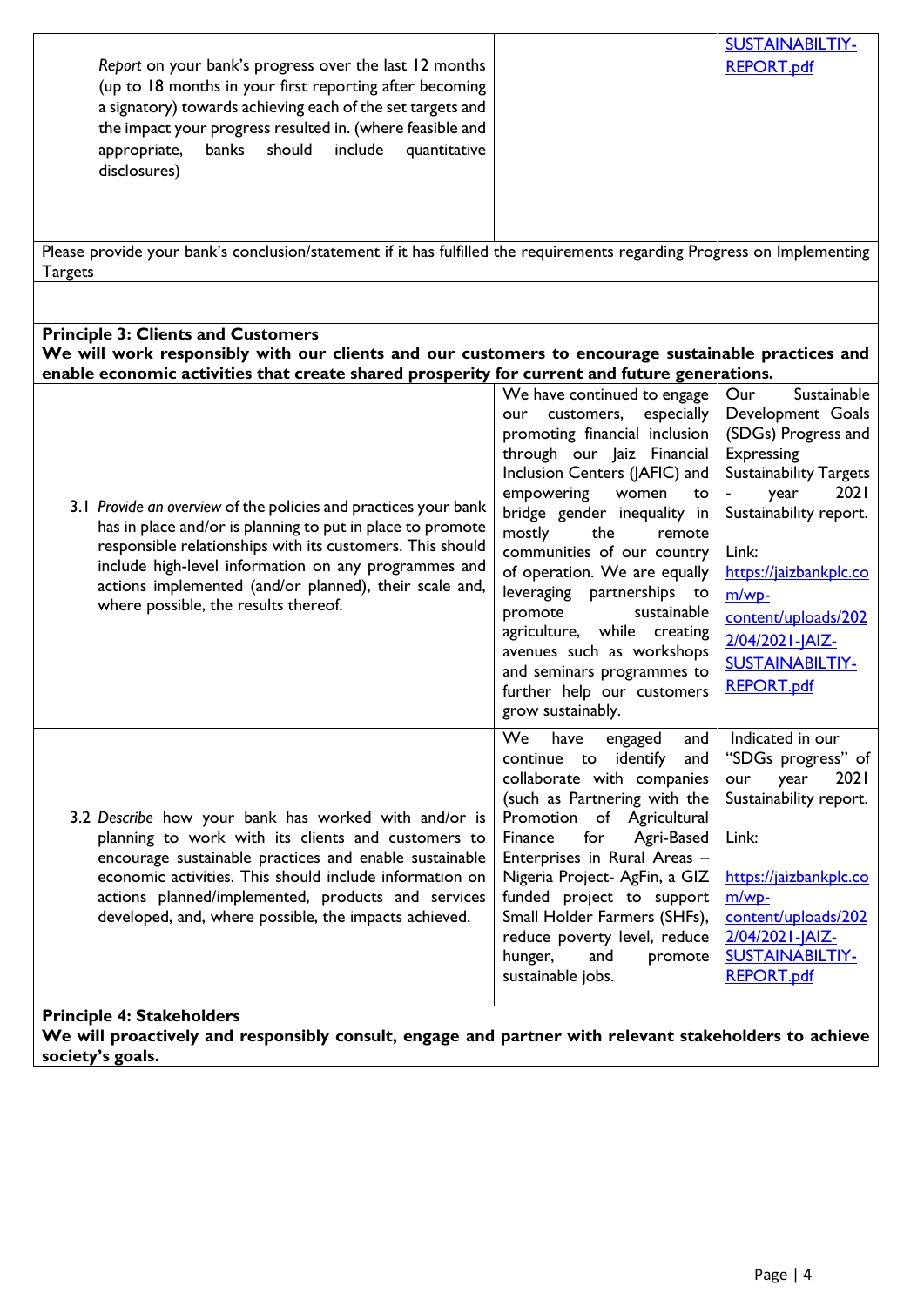| | | |
|---|---|---|
| *Report* on your bank's progress over the last 12 months (up to 18 months in your first reporting after becoming a signatory) towards achieving each of the set targets and the impact your progress resulted in. (where feasible and appropriate, banks should include quantitative disclosures) | | SUSTAINABILTIY-REPORT.pdf |
| Please provide your bank's conclusion/statement if it has fulfilled the requirements regarding Progress on Implementing Targets | | |
| | | |
| **Principle 3: Clients and Customers** **We will work responsibly with our clients and our customers to encourage sustainable practices and enable economic activities that create shared prosperity for current and future generations.** | | |
| 3.1 *Provide an overview* of the policies and practices your bank has in place and/or is planning to put in place to promote responsible relationships with its customers. This should include high-level information on any programmes and actions implemented (and/or planned), their scale and, where possible, the results thereof. | We have continued to engage our customers, especially promoting financial inclusion through our Jaiz Financial Inclusion Centers (JAFIC) and empowering women to bridge gender inequality in mostly the remote communities of our country of operation. We are equally leveraging partnerships to promote sustainable agriculture, while creating avenues such as workshops and seminars programmes to further help our customers grow sustainably. | Our Sustainable Development Goals (SDGs) Progress and Expressing Sustainability Targets - year 2021 Sustainability report.<br><br>Link:<br>https://jaizbankplc.com/wp-content/uploads/2022/04/2021-JAIZ-SUSTAINABILTIY-REPORT.pdf |
| 3.2 *Describe* how your bank has worked with and/or is planning to work with its clients and customers to encourage sustainable practices and enable sustainable economic activities. This should include information on actions planned/implemented, products and services developed, and, where possible, the impacts achieved. | We have engaged and continue to identify and collaborate with companies (such as Partnering with the Promotion of Agricultural Finance for Agri-Based Enterprises in Rural Areas – Nigeria Project- AgFin, a GIZ funded project to support Small Holder Farmers (SHFs), reduce poverty level, reduce hunger, and promote sustainable jobs. | Indicated in our "SDGs progress" of our year 2021 Sustainability report.<br><br>Link:<br><br>https://jaizbankplc.com/wp-content/uploads/2022/04/2021-JAIZ-SUSTAINABILTIY-REPORT.pdf |
| **Principle 4: Stakeholders** **We will proactively and responsibly consult, engage and partner with relevant stakeholders to achieve society's goals.** | | |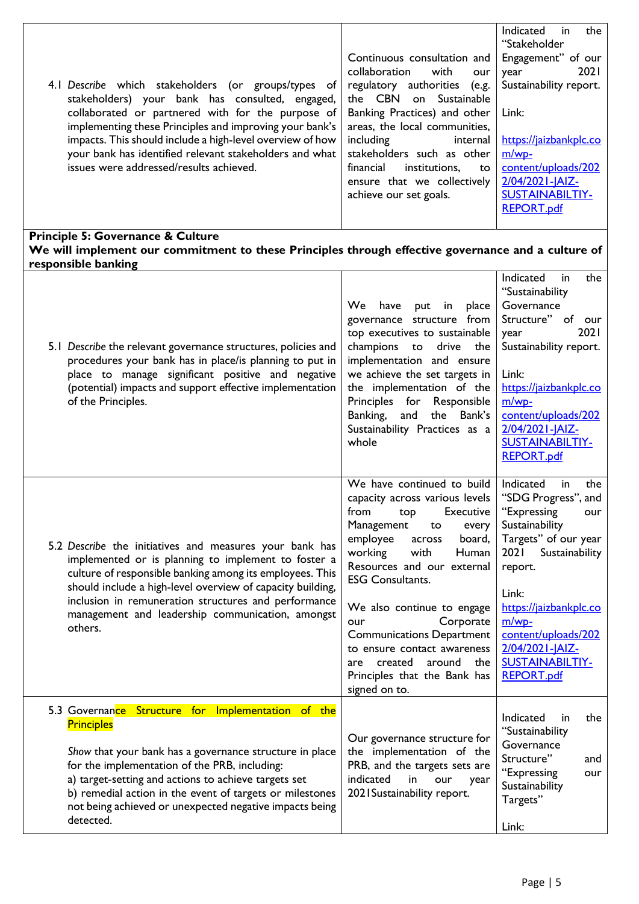| | | |
|---|---|---|
| 4.1 *Describe* which stakeholders (or groups/types of stakeholders) your bank has consulted, engaged, collaborated or partnered with for the purpose of implementing these Principles and improving your bank's impacts. This should include a high-level overview of how your bank has identified relevant stakeholders and what issues were addressed/results achieved. | Continuous consultation and collaboration with our regulatory authorities (e.g. the CBN on Sustainable Banking Practices) and other areas, the local communities, including internal stakeholders such as other financial institutions, to ensure that we collectively achieve our set goals. | Indicated in the "Stakeholder Engagement" of our year 2021 Sustainability report.<br><br>Link:<br><br>https://jaizbankplc.com/wp-content/uploads/2022/04/2021-JAIZ-SUSTAINABILTIY-REPORT.pdf |
| **Principle 5: Governance & Culture**<br>**We will implement our commitment to these Principles through effective governance and a culture of responsible banking** | | |
| 5.1 *Describe* the relevant governance structures, policies and procedures your bank has in place/is planning to put in place to manage significant positive and negative (potential) impacts and support effective implementation of the Principles. | We have put in place governance structure from top executives to sustainable champions to drive the implementation and ensure we achieve the set targets in the implementation of the Principles for Responsible Banking, and the Bank's Sustainability Practices as a whole | Indicated in the "Sustainability Governance Structure" of our year 2021 Sustainability report.<br><br>Link:<br>https://jaizbankplc.com/wp-content/uploads/2022/04/2021-JAIZ-SUSTAINABILTIY-REPORT.pdf |
| 5.2 *Describe* the initiatives and measures your bank has implemented or is planning to implement to foster a culture of responsible banking among its employees. This should include a high-level overview of capacity building, inclusion in remuneration structures and performance management and leadership communication, amongst others. | We have continued to build capacity across various levels from top Executive Management to every employee across board, working with Human Resources and our external ESG Consultants.<br><br>We also continue to engage our Corporate Communications Department to ensure contact awareness are created around the Principles that the Bank has signed on to. | Indicated in the "SDG Progress", and "Expressing our Sustainability Targets" of our year 2021 Sustainability report.<br><br>Link:<br>https://jaizbankplc.com/wp-content/uploads/2022/04/2021-JAIZ-SUSTAINABILTIY-REPORT.pdf |
| 5.3 Governance Structure for Implementation of the Principles<br><br>*Show* that your bank has a governance structure in place for the implementation of the PRB, including:<br>a) target-setting and actions to achieve targets set<br>b) remedial action in the event of targets or milestones not being achieved or unexpected negative impacts being detected. | Our governance structure for the implementation of the PRB, and the targets sets are indicated in our year 2021Sustainability report. | Indicated in the "Sustainability Governance Structure" and "Expressing our Sustainability Targets"<br><br>Link: |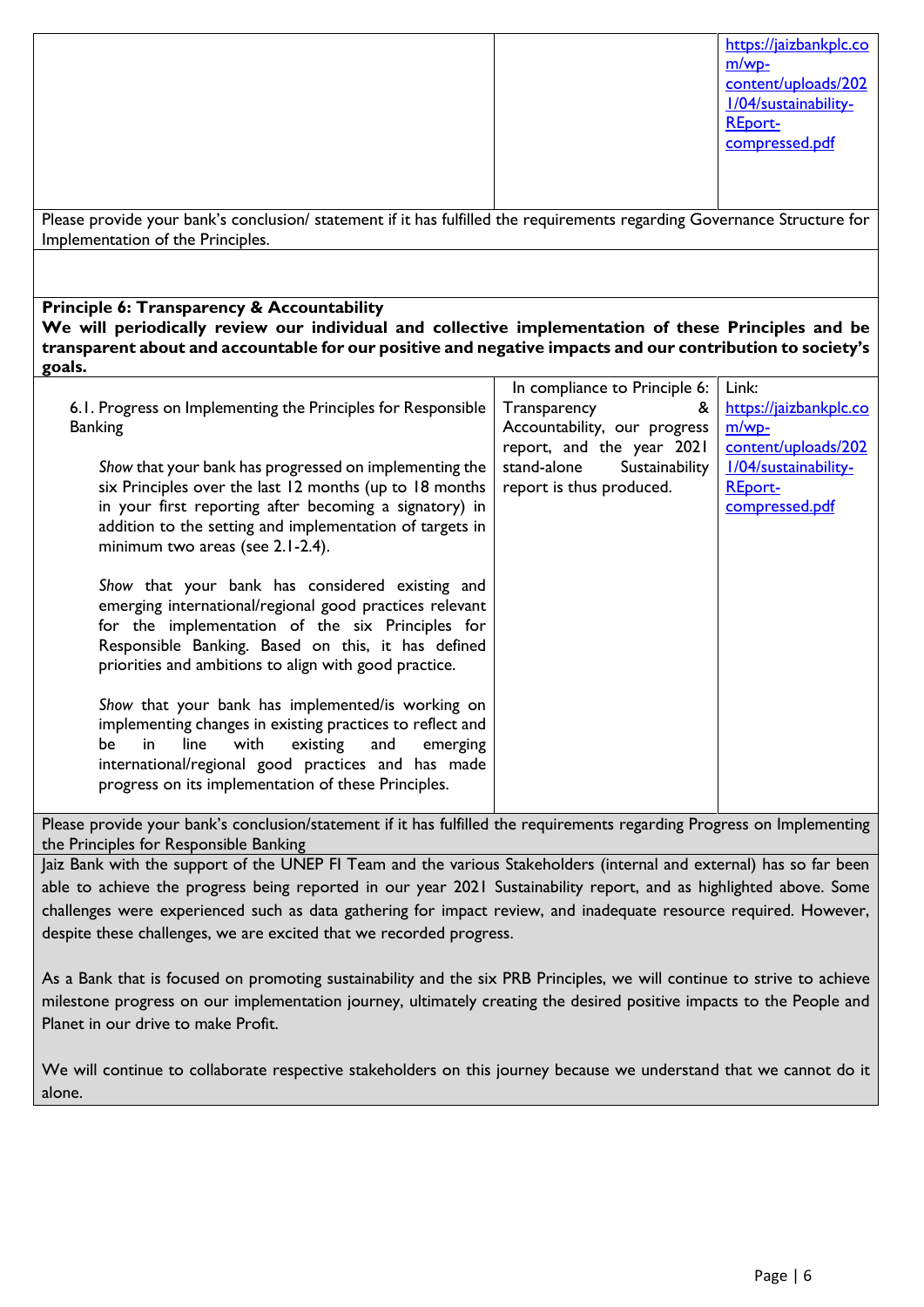| | | |
|---|---|---|
| | | https://jaizbankplc.com/wp-content/uploads/2021/04/sustainability-REport-compressed.pdf |

Please provide your bank's conclusion/ statement if it has fulfilled the requirements regarding Governance Structure for Implementation of the Principles.

**Principle 6: Transparency & Accountability**

**We will periodically review our individual and collective implementation of these Principles and be transparent about and accountable for our positive and negative impacts and our contribution to society's goals.**

| | | |
|---|---|---|
| 6.1. Progress on Implementing the Principles for Responsible Banking<br><br>*Show* that your bank has progressed on implementing the six Principles over the last 12 months (up to 18 months in your first reporting after becoming a signatory) in addition to the setting and implementation of targets in minimum two areas (see 2.1-2.4).<br><br>*Show* that your bank has considered existing and emerging international/regional good practices relevant for the implementation of the six Principles for Responsible Banking. Based on this, it has defined priorities and ambitions to align with good practice.<br><br>*Show* that your bank has implemented/is working on implementing changes in existing practices to reflect and be in line with existing and emerging international/regional good practices and has made progress on its implementation of these Principles. | In compliance to Principle 6: Transparency & Accountability, our progress report, and the year 2021 stand-alone Sustainability report is thus produced. | Link: https://jaizbankplc.com/wp-content/uploads/2021/04/sustainability-REport-compressed.pdf |

Please provide your bank's conclusion/statement if it has fulfilled the requirements regarding Progress on Implementing the Principles for Responsible Banking

Jaiz Bank with the support of the UNEP FI Team and the various Stakeholders (internal and external) has so far been able to achieve the progress being reported in our year 2021 Sustainability report, and as highlighted above. Some challenges were experienced such as data gathering for impact review, and inadequate resource required. However, despite these challenges, we are excited that we recorded progress.

As a Bank that is focused on promoting sustainability and the six PRB Principles, we will continue to strive to achieve milestone progress on our implementation journey, ultimately creating the desired positive impacts to the People and Planet in our drive to make Profit.

We will continue to collaborate respective stakeholders on this journey because we understand that we cannot do it alone.